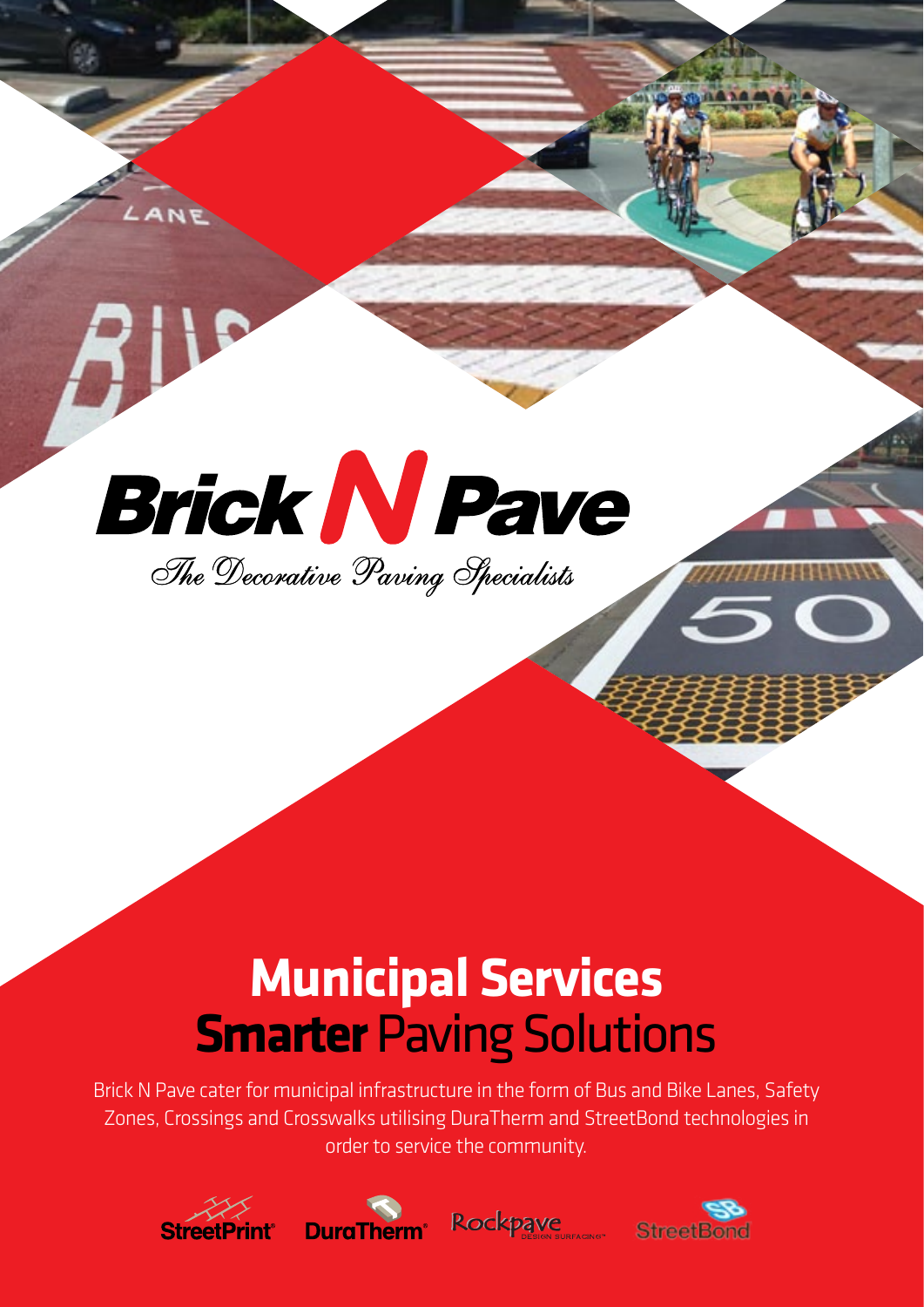# Brick N Pave

*The Decorative Paving Specialists*

## Municipal Services

## **Smarter** Paving Solutions

Brick N Pave cater for municipal infrastructure in the form of Bus and Bike Lanes, Safety Zones, Crossings and Crosswalks utilising DuraTherm and StreetBond technologies in order to service the community.

StreetPrint® DuraTherm® Rockpave DESIGN SURFACING® StreetBond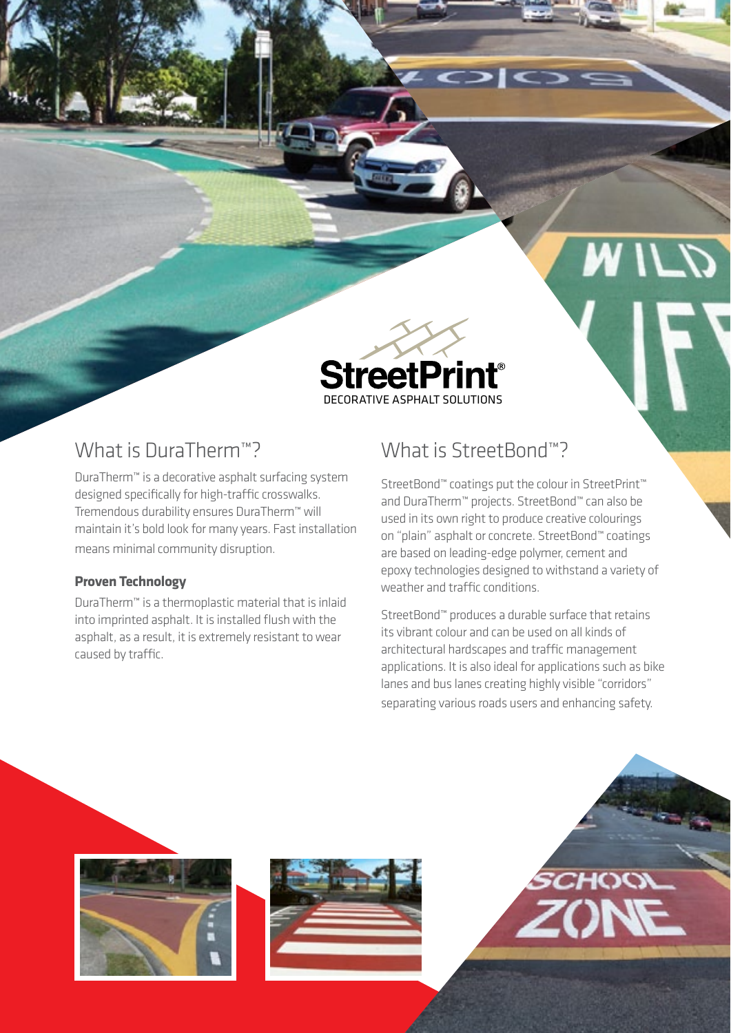StreetPrint®
DECORATIVE ASPHALT SOLUTIONS

## What is DuraTherm™?

DuraTherm™ is a decorative asphalt surfacing system designed specifically for high-traffic crosswalks. Tremendous durability ensures DuraTherm™ will maintain it's bold look for many years. Fast installation means minimal community disruption.

**Proven Technology**

DuraTherm™ is a thermoplastic material that is inlaid into imprinted asphalt. It is installed flush with the asphalt, as a result, it is extremely resistant to wear caused by traffic.

## What is StreetBond™?

StreetBond™ coatings put the colour in StreetPrint™ and DuraTherm™ projects. StreetBond™ can also be used in its own right to produce creative colourings on "plain" asphalt or concrete. StreetBond™ coatings are based on leading-edge polymer, cement and epoxy technologies designed to withstand a variety of weather and traffic conditions.

StreetBond™ produces a durable surface that retains its vibrant colour and can be used on all kinds of architectural hardscapes and traffic management applications. It is also ideal for applications such as bike lanes and bus lanes creating highly visible "corridors" separating various roads users and enhancing safety.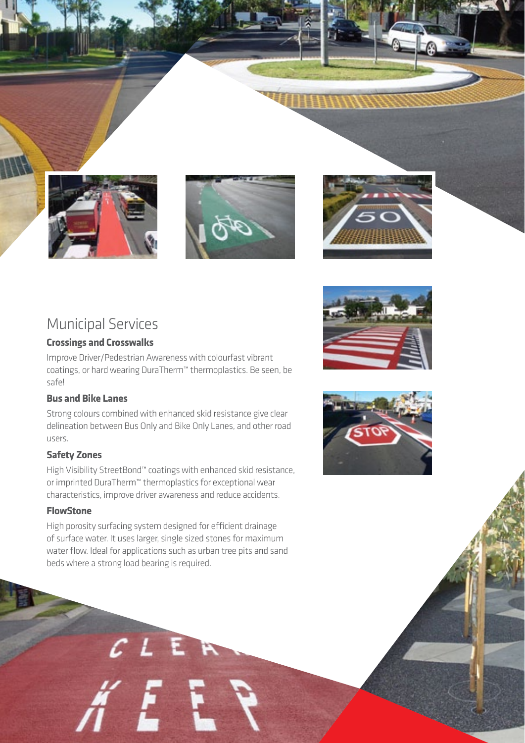# Municipal Services

### Crossings and Crosswalks

Improve Driver/Pedestrian Awareness with colourfast vibrant coatings, or hard wearing DuraTherm™ thermoplastics. Be seen, be safe!

### Bus and Bike Lanes

Strong colours combined with enhanced skid resistance give clear delineation between Bus Only and Bike Only Lanes, and other road users.

### Safety Zones

High Visibility StreetBond™ coatings with enhanced skid resistance, or imprinted DuraTherm™ thermoplastics for exceptional wear characteristics, improve driver awareness and reduce accidents.

### FlowStone

High porosity surfacing system designed for efficient drainage of surface water. It uses larger, single sized stones for maximum water flow. Ideal for applications such as urban tree pits and sand beds where a strong load bearing is required.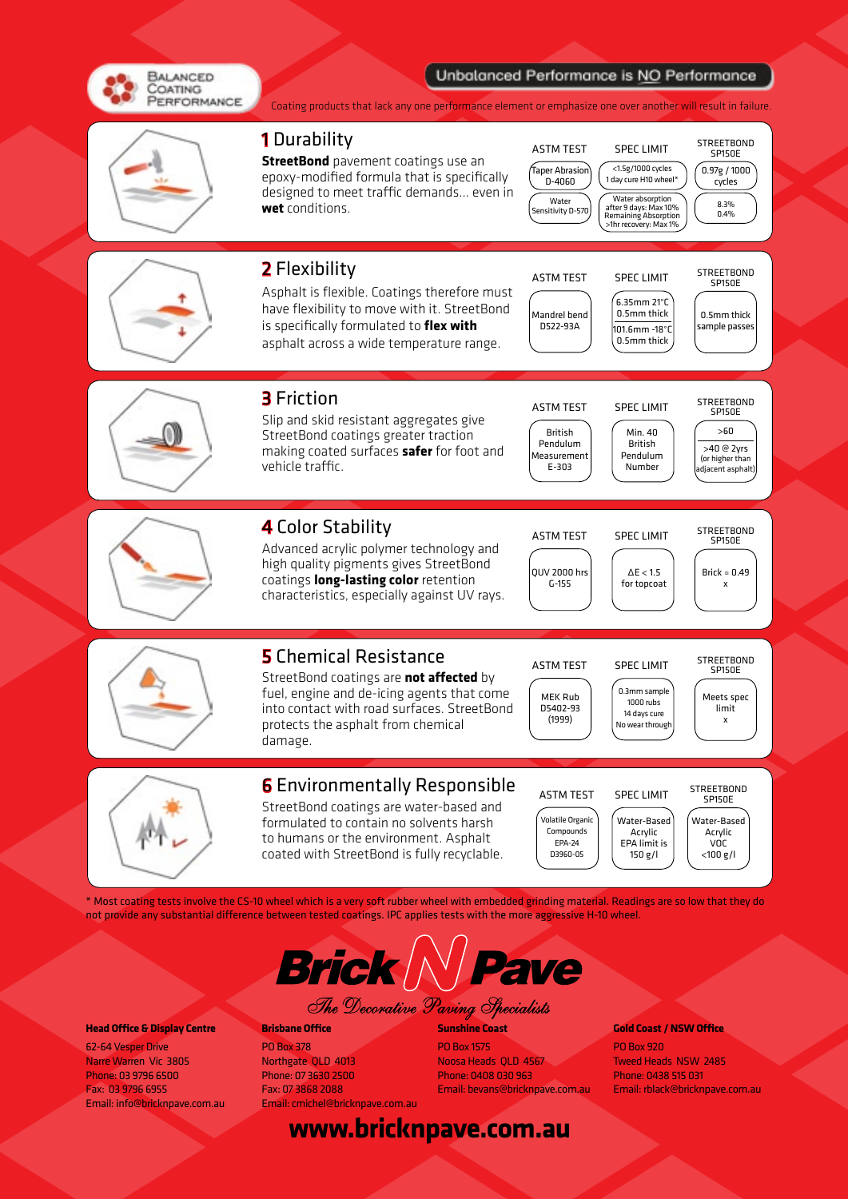**Balanced Coating Performance**

## Unbalanced Performance is NO Performance

Coating products that lack any one performance element or emphasize one over another will result in failure.

### 1 Durability

**StreetBond** pavement coatings use an epoxy-modified formula that is specifically designed to meet traffic demands... even in **wet** conditions.

| ASTM TEST | SPEC LIMIT | STREETBOND SP150E |
|---|---|---|
| Taper Abrasion D-4060 | <1.5g/1000 cycles 1 day cure H10 wheel* | 0.97g / 1000 cycles |
| Water Sensitivity D-570 | Water absorption after 9 days: Max 10% Remaining Absorption >1hr recovery: Max 1% | 8.3% 0.4% |

### 2 Flexibility

Asphalt is flexible. Coatings therefore must have flexibility to move with it. StreetBond is specifically formulated to **flex with** asphalt across a wide temperature range.

| ASTM TEST | SPEC LIMIT | STREETBOND SP150E |
|---|---|---|
| Mandrel bend D522-93A | 6.35mm 21°C 0.5mm thick / 101.6mm -18°C 0.5mm thick | 0.5mm thick sample passes |

### 3 Friction

Slip and skid resistant aggregates give StreetBond coatings greater traction making coated surfaces **safer** for foot and vehicle traffic.

| ASTM TEST | SPEC LIMIT | STREETBOND SP150E |
|---|---|---|
| British Pendulum Measurement E-303 | Min. 40 British Pendulum Number | >60 / >40 @ 2yrs (or higher than adjacent asphalt) |

### 4 Color Stability

Advanced acrylic polymer technology and high quality pigments gives StreetBond coatings **long-lasting color** retention characteristics, especially against UV rays.

| ASTM TEST | SPEC LIMIT | STREETBOND SP150E |
|---|---|---|
| QUV 2000 hrs G-155 | ΔE < 1.5 for topcoat | Brick = 0.49 x |

### 5 Chemical Resistance

StreetBond coatings are **not affected** by fuel, engine and de-icing agents that come into contact with road surfaces. StreetBond protects the asphalt from chemical damage.

| ASTM TEST | SPEC LIMIT | STREETBOND SP150E |
|---|---|---|
| MEK Rub D5402-93 (1999) | 0.3mm sample 1000 rubs 14 days cure No wear through | Meets spec limit x |

### 6 Environmentally Responsible

StreetBond coatings are water-based and formulated to contain no solvents harsh to humans or the environment. Asphalt coated with StreetBond is fully recyclable.

| ASTM TEST | SPEC LIMIT | STREETBOND SP150E |
|---|---|---|
| Volatile Organic Compounds EPA-24 D3960-05 | Water-Based Acrylic EPA limit is 150 g/l | Water-Based Acrylic VOC <100 g/l |

* Most coating tests involve the CS-10 wheel which is a very soft rubber wheel with embedded grinding material. Readings are so low that they do not provide any substantial difference between tested coatings. IPC applies tests with the more aggressive H-10 wheel.

**Brick N Pave**

*The Decorative Paving Specialists*

**Head Office & Display Centre**
62-64 Vesper Drive
Narre Warren Vic 3805
Phone: 03 9796 6500
Fax: 03 9796 6955
Email: info@bricknpave.com.au

**Brisbane Office**
PO Box 378
Northgate QLD 4013
Phone: 07 3630 2500
Fax: 07 3868 2088
Email: cmichel@bricknpave.com.au

**Sunshine Coast**
PO Box 1575
Noosa Heads QLD 4567
Phone: 0408 030 963
Email: bevans@bricknpave.com.au

**Gold Coast / NSW Office**
PO Box 920
Tweed Heads NSW 2485
Phone: 0438 515 031
Email: rblack@bricknpave.com.au

**www.bricknpave.com.au**